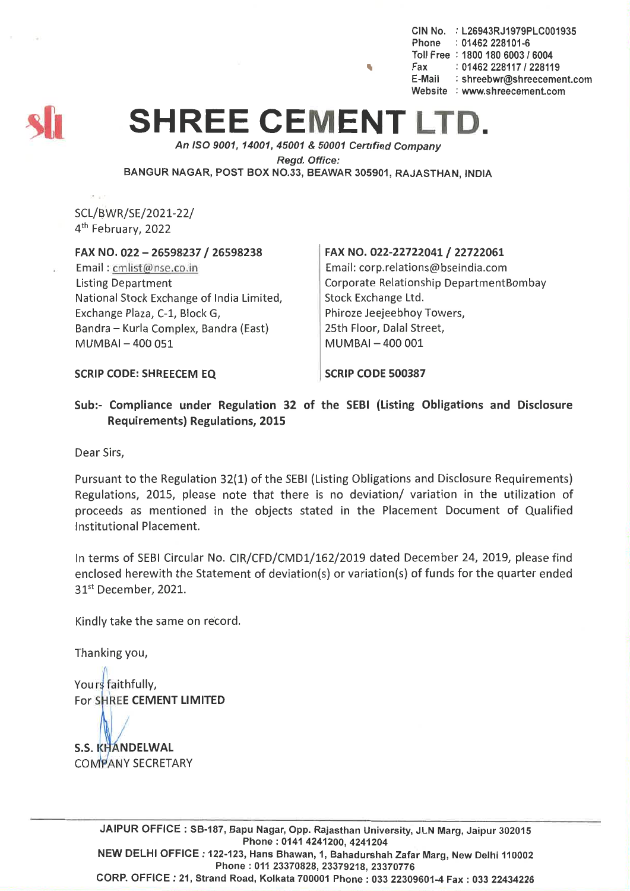CIN No. : L26943RJ1979PLC001935
Phone : 01462 228101-6
Toll Free : 1800 180 6003 / 6004
Fax : 01462 228117 / 228119
E-Mail : shreebwr@shreecement.com
Website : www.shreecement.com

# SHREE CEMENT LTD.

*An ISO 9001, 14001, 45001 & 50001 Certified Company*

*Regd. Office:*

BANGUR NAGAR, POST BOX NO.33, BEAWAR 305901, RAJASTHAN, INDIA

SCL/BWR/SE/2021-22/
4th February, 2022

**FAX NO. 022 – 26598237 / 26598238**
Email : cmlist@nse.co.in
Listing Department
National Stock Exchange of India Limited,
Exchange Plaza, C-1, Block G,
Bandra – Kurla Complex, Bandra (East)
MUMBAI – 400 051

**SCRIP CODE: SHREECEM EQ**

**FAX NO. 022-22722041 / 22722061**
Email: corp.relations@bseindia.com
Corporate Relationship DepartmentBombay Stock Exchange Ltd.
Phiroze Jeejeebhoy Towers,
25th Floor, Dalal Street,
MUMBAI – 400 001

**SCRIP CODE 500387**

**Sub:- Compliance under Regulation 32 of the SEBI (Listing Obligations and Disclosure Requirements) Regulations, 2015**

Dear Sirs,

Pursuant to the Regulation 32(1) of the SEBI (Listing Obligations and Disclosure Requirements) Regulations, 2015, please note that there is no deviation/ variation in the utilization of proceeds as mentioned in the objects stated in the Placement Document of Qualified Institutional Placement.

In terms of SEBI Circular No. CIR/CFD/CMD1/162/2019 dated December 24, 2019, please find enclosed herewith the Statement of deviation(s) or variation(s) of funds for the quarter ended 31st December, 2021.

Kindly take the same on record.

Thanking you,

Yours faithfully,
For **SHREE CEMENT LIMITED**

**S.S. KHANDELWAL**
COMPANY SECRETARY

---

**JAIPUR OFFICE :** SB-187, Bapu Nagar, Opp. Rajasthan University, JLN Marg, Jaipur 302015
Phone : 0141 4241200, 4241204
**NEW DELHI OFFICE :** 122-123, Hans Bhawan, 1, Bahadurshah Zafar Marg, New Delhi 110002
Phone : 011 23370828, 23379218, 23370776
**CORP. OFFICE :** 21, Strand Road, Kolkata 700001 Phone : 033 22309601-4 Fax : 033 22434226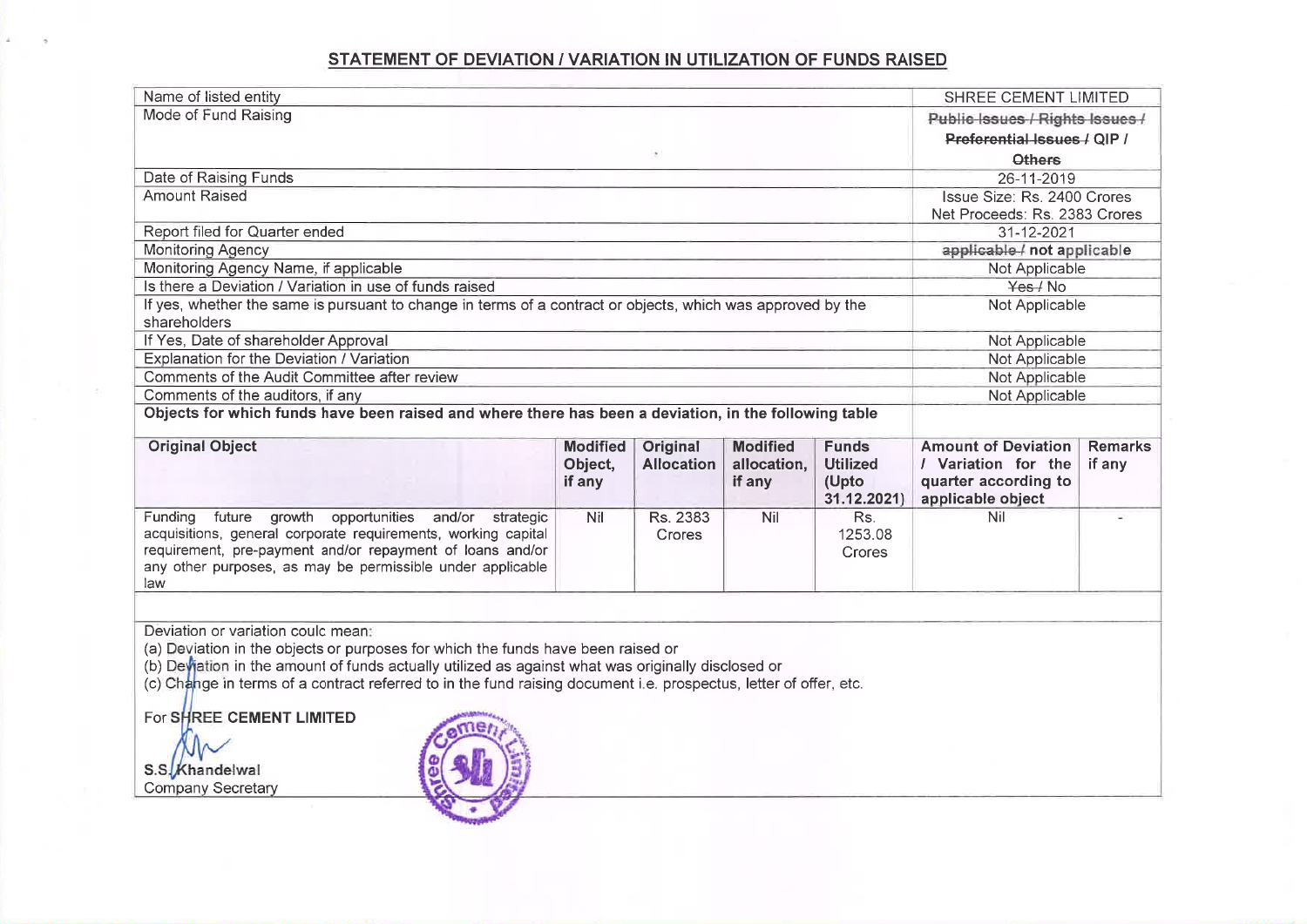## STATEMENT OF DEVIATION / VARIATION IN UTILIZATION OF FUNDS RAISED

| | |
|---|---|
| Name of listed entity | SHREE CEMENT LIMITED |
| Mode of Fund Raising | ~~Public Issues / Rights Issues / Preferential Issues~~ / QIP / ~~Others~~ |
| Date of Raising Funds | 26-11-2019 |
| Amount Raised | Issue Size: Rs. 2400 Crores<br>Net Proceeds: Rs. 2383 Crores |
| Report filed for Quarter ended | 31-12-2021 |
| Monitoring Agency | ~~applicable /~~ not applicable |
| Monitoring Agency Name, if applicable | Not Applicable |
| Is there a Deviation / Variation in use of funds raised | ~~Yes /~~ No |
| If yes, whether the same is pursuant to change in terms of a contract or objects, which was approved by the shareholders | Not Applicable |
| If Yes, Date of shareholder Approval | Not Applicable |
| Explanation for the Deviation / Variation | Not Applicable |
| Comments of the Audit Committee after review | Not Applicable |
| Comments of the auditors, if any | Not Applicable |

**Objects for which funds have been raised and where there has been a deviation, in the following table**

| Original Object | Modified Object, if any | Original Allocation | Modified allocation, if any | Funds Utilized (Upto 31.12.2021) | Amount of Deviation / Variation for the quarter according to applicable object | Remarks if any |
|---|---|---|---|---|---|---|
| Funding future growth opportunities and/or strategic acquisitions, general corporate requirements, working capital requirement, pre-payment and/or repayment of loans and/or any other purposes, as may be permissible under applicable law | Nil | Rs. 2383 Crores | Nil | Rs. 1253.08 Crores | Nil | - |

Deviation or variation could mean:

(a) Deviation in the objects or purposes for which the funds have been raised or

(b) Deviation in the amount of funds actually utilized as against what was originally disclosed or

(c) Change in terms of a contract referred to in the fund raising document i.e. prospectus, letter of offer, etc.

For SHREE CEMENT LIMITED

S.S. Khandelwal
Company Secretary